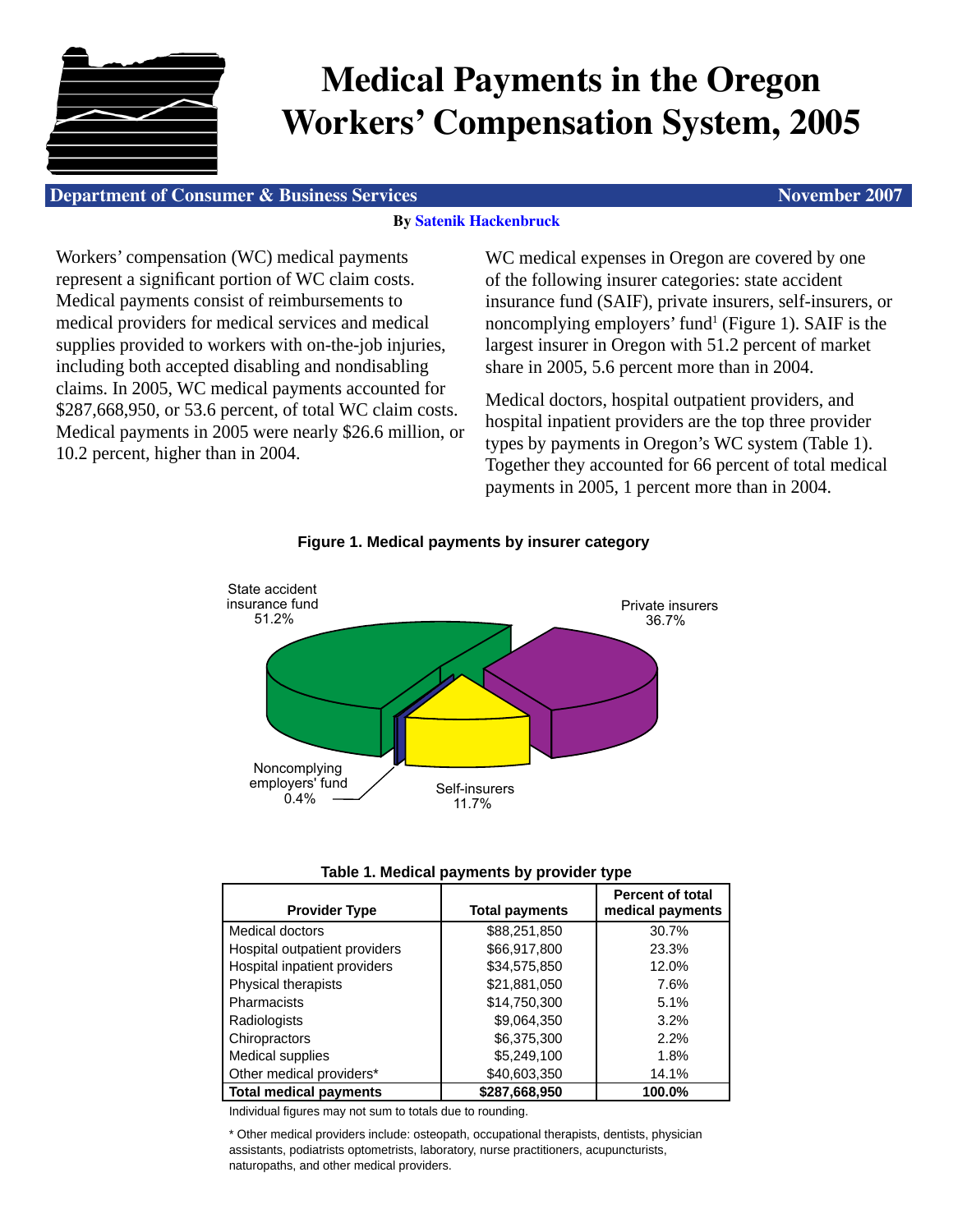# Medical Payments in the Oregon Workers' Compensation System, 2005

**Department of Consumer & Business Services** — **November 2007**

**By Satenik Hackenbruck**

Workers' compensation (WC) medical payments represent a significant portion of WC claim costs. Medical payments consist of reimbursements to medical providers for medical services and medical supplies provided to workers with on-the-job injuries, including both accepted disabling and nondisabling claims. In 2005, WC medical payments accounted for $287,668,950, or 53.6 percent, of total WC claim costs. Medical payments in 2005 were nearly $26.6 million, or 10.2 percent, higher than in 2004.

WC medical expenses in Oregon are covered by one of the following insurer categories: state accident insurance fund (SAIF), private insurers, self-insurers, or noncomplying employers' fund[1] (Figure 1). SAIF is the largest insurer in Oregon with 51.2 percent of market share in 2005, 5.6 percent more than in 2004.

Medical doctors, hospital outpatient providers, and hospital inpatient providers are the top three provider types by payments in Oregon's WC system (Table 1). Together they accounted for 66 percent of total medical payments in 2005, 1 percent more than in 2004.

**Figure 1. Medical payments by insurer category**

- State accident insurance fund: 51.2%
- Private insurers: 36.7%
- Self-insurers: 11.7%
- Noncomplying employers' fund: 0.4%

**Table 1. Medical payments by provider type**

| Provider Type | Total payments | Percent of total medical payments |
|---|---|---|
| Medical doctors | $88,251,850 | 30.7% |
| Hospital outpatient providers | $66,917,800 | 23.3% |
| Hospital inpatient providers | $34,575,850 | 12.0% |
| Physical therapists | $21,881,050 | 7.6% |
| Pharmacists | $14,750,300 | 5.1% |
| Radiologists | $9,064,350 | 3.2% |
| Chiropractors | $6,375,300 | 2.2% |
| Medical supplies | $5,249,100 | 1.8% |
| Other medical providers* | $40,603,350 | 14.1% |
| **Total medical payments** | **$287,668,950** | **100.0%** |

Individual figures may not sum to totals due to rounding.

* Other medical providers include: osteopath, occupational therapists, dentists, physician assistants, podiatrists optometrists, laboratory, nurse practitioners, acupuncturists, naturopaths, and other medical providers.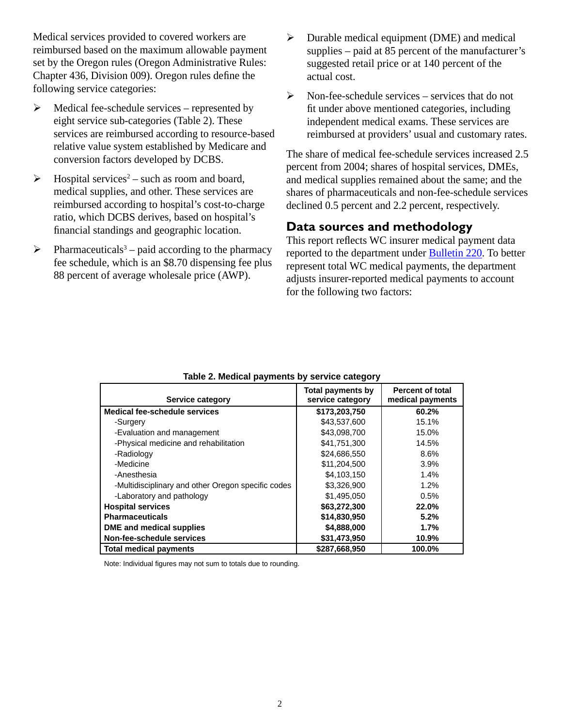Medical services provided to covered workers are reimbursed based on the maximum allowable payment set by the Oregon rules (Oregon Administrative Rules: Chapter 436, Division 009). Oregon rules define the following service categories:

- Medical fee-schedule services – represented by eight service sub-categories (Table 2). These services are reimbursed according to resource-based relative value system established by Medicare and conversion factors developed by DCBS.
- Hospital services[2] – such as room and board, medical supplies, and other. These services are reimbursed according to hospital's cost-to-charge ratio, which DCBS derives, based on hospital's financial standings and geographic location.
- Pharmaceuticals[3] – paid according to the pharmacy fee schedule, which is an $8.70 dispensing fee plus 88 percent of average wholesale price (AWP).
- Durable medical equipment (DME) and medical supplies – paid at 85 percent of the manufacturer's suggested retail price or at 140 percent of the actual cost.
- Non-fee-schedule services – services that do not fit under above mentioned categories, including independent medical exams. These services are reimbursed at providers' usual and customary rates.

The share of medical fee-schedule services increased 2.5 percent from 2004; shares of hospital services, DMEs, and medical supplies remained about the same; and the shares of pharmaceuticals and non-fee-schedule services declined 0.5 percent and 2.2 percent, respectively.

## Data sources and methodology

This report reflects WC insurer medical payment data reported to the department under Bulletin 220. To better represent total WC medical payments, the department adjusts insurer-reported medical payments to account for the following two factors:

**Table 2. Medical payments by service category**

| Service category | Total payments by service category | Percent of total medical payments |
|---|---|---|
| **Medical fee-schedule services** | **$173,203,750** | **60.2%** |
| -Surgery | $43,537,600 | 15.1% |
| -Evaluation and management | $43,098,700 | 15.0% |
| -Physical medicine and rehabilitation | $41,751,300 | 14.5% |
| -Radiology | $24,686,550 | 8.6% |
| -Medicine | $11,204,500 | 3.9% |
| -Anesthesia | $4,103,150 | 1.4% |
| -Multidisciplinary and other Oregon specific codes | $3,326,900 | 1.2% |
| -Laboratory and pathology | $1,495,050 | 0.5% |
| **Hospital services** | **$63,272,300** | **22.0%** |
| **Pharmaceuticals** | **$14,830,950** | **5.2%** |
| **DME and medical supplies** | **$4,888,000** | **1.7%** |
| **Non-fee-schedule services** | **$31,473,950** | **10.9%** |
| **Total medical payments** | **$287,668,950** | **100.0%** |

Note: Individual figures may not sum to totals due to rounding.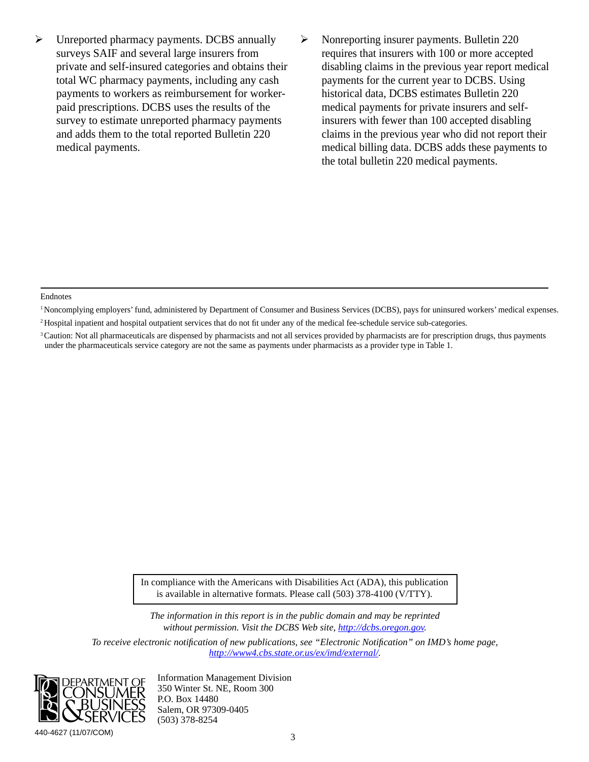- Unreported pharmacy payments. DCBS annually surveys SAIF and several large insurers from private and self-insured categories and obtains their total WC pharmacy payments, including any cash payments to workers as reimbursement for worker-paid prescriptions. DCBS uses the results of the survey to estimate unreported pharmacy payments and adds them to the total reported Bulletin 220 medical payments.

- Nonreporting insurer payments. Bulletin 220 requires that insurers with 100 or more accepted disabling claims in the previous year report medical payments for the current year to DCBS. Using historical data, DCBS estimates Bulletin 220 medical payments for private insurers and self-insurers with fewer than 100 accepted disabling claims in the previous year who did not report their medical billing data. DCBS adds these payments to the total bulletin 220 medical payments.

---

Endnotes

[1] Noncomplying employers' fund, administered by Department of Consumer and Business Services (DCBS), pays for uninsured workers' medical expenses.

[2] Hospital inpatient and hospital outpatient services that do not fit under any of the medical fee-schedule service sub-categories.

[3] Caution: Not all pharmaceuticals are dispensed by pharmacists and not all services provided by pharmacists are for prescription drugs, thus payments under the pharmaceuticals service category are not the same as payments under pharmacists as a provider type in Table 1.

In compliance with the Americans with Disabilities Act (ADA), this publication is available in alternative formats. Please call (503) 378-4100 (V/TTY).

*The information in this report is in the public domain and may be reprinted without permission. Visit the DCBS Web site, http://dcbs.oregon.gov.*

*To receive electronic notification of new publications, see "Electronic Notification" on IMD's home page, http://www4.cbs.state.or.us/ex/imd/external/.*

DEPARTMENT OF CONSUMER & BUSINESS SERVICES

Information Management Division
350 Winter St. NE, Room 300
P.O. Box 14480
Salem, OR 97309-0405
(503) 378-8254

440-4627 (11/07/COM)